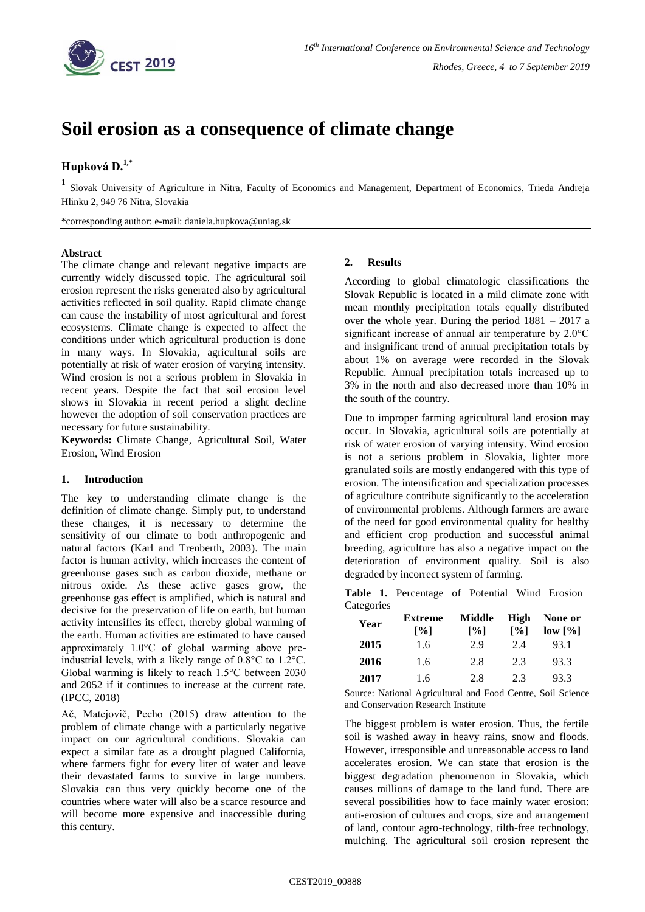# Soil erosion as a consequence of climate change

**Hupková D.**[1,*]

[1] Slovak University of Agriculture in Nitra, Faculty of Economics and Management, Department of Economics, Trieda Andreja Hlinku 2, 949 76 Nitra, Slovakia

*corresponding author: e-mail: daniela.hupkova@uniag.sk

**Abstract**

The climate change and relevant negative impacts are currently widely discussed topic. The agricultural soil erosion represent the risks generated also by agricultural activities reflected in soil quality. Rapid climate change can cause the instability of most agricultural and forest ecosystems. Climate change is expected to affect the conditions under which agricultural production is done in many ways. In Slovakia, agricultural soils are potentially at risk of water erosion of varying intensity. Wind erosion is not a serious problem in Slovakia in recent years. Despite the fact that soil erosion level shows in Slovakia in recent period a slight decline however the adoption of soil conservation practices are necessary for future sustainability.

**Keywords:** Climate Change, Agricultural Soil, Water Erosion, Wind Erosion

## 1. Introduction

The key to understanding climate change is the definition of climate change. Simply put, to understand these changes, it is necessary to determine the sensitivity of our climate to both anthropogenic and natural factors (Karl and Trenberth, 2003). The main factor is human activity, which increases the content of greenhouse gases such as carbon dioxide, methane or nitrous oxide. As these active gases grow, the greenhouse gas effect is amplified, which is natural and decisive for the preservation of life on earth, but human activity intensifies its effect, thereby global warming of the earth. Human activities are estimated to have caused approximately 1.0°C of global warming above pre-industrial levels, with a likely range of 0.8°C to 1.2°C. Global warming is likely to reach 1.5°C between 2030 and 2052 if it continues to increase at the current rate. (IPCC, 2018)

Ač, Matejovič, Pecho (2015) draw attention to the problem of climate change with a particularly negative impact on our agricultural conditions. Slovakia can expect a similar fate as a drought plagued California, where farmers fight for every liter of water and leave their devastated farms to survive in large numbers. Slovakia can thus very quickly become one of the countries where water will also be a scarce resource and will become more expensive and inaccessible during this century.

## 2. Results

According to global climatologic classifications the Slovak Republic is located in a mild climate zone with mean monthly precipitation totals equally distributed over the whole year. During the period 1881 – 2017 a significant increase of annual air temperature by 2.0°C and insignificant trend of annual precipitation totals by about 1% on average were recorded in the Slovak Republic. Annual precipitation totals increased up to 3% in the north and also decreased more than 10% in the south of the country.

Due to improper farming agricultural land erosion may occur. In Slovakia, agricultural soils are potentially at risk of water erosion of varying intensity. Wind erosion is not a serious problem in Slovakia, lighter more granulated soils are mostly endangered with this type of erosion. The intensification and specialization processes of agriculture contribute significantly to the acceleration of environmental problems. Although farmers are aware of the need for good environmental quality for healthy and efficient crop production and successful animal breeding, agriculture has also a negative impact on the deterioration of environment quality. Soil is also degraded by incorrect system of farming.

**Table 1.** Percentage of Potential Wind Erosion Categories

| Year | Extreme [%] | Middle [%] | High [%] | None or low [%] |
|---|---|---|---|---|
| **2015** | 1.6 | 2.9 | 2.4 | 93.1 |
| **2016** | 1.6 | 2.8 | 2.3 | 93.3 |
| **2017** | 1.6 | 2.8 | 2.3 | 93.3 |

Source: National Agricultural and Food Centre, Soil Science and Conservation Research Institute

The biggest problem is water erosion. Thus, the fertile soil is washed away in heavy rains, snow and floods. However, irresponsible and unreasonable access to land accelerates erosion. We can state that erosion is the biggest degradation phenomenon in Slovakia, which causes millions of damage to the land fund. There are several possibilities how to face mainly water erosion: anti-erosion of cultures and crops, size and arrangement of land, contour agro-technology, tilth-free technology, mulching. The agricultural soil erosion represent the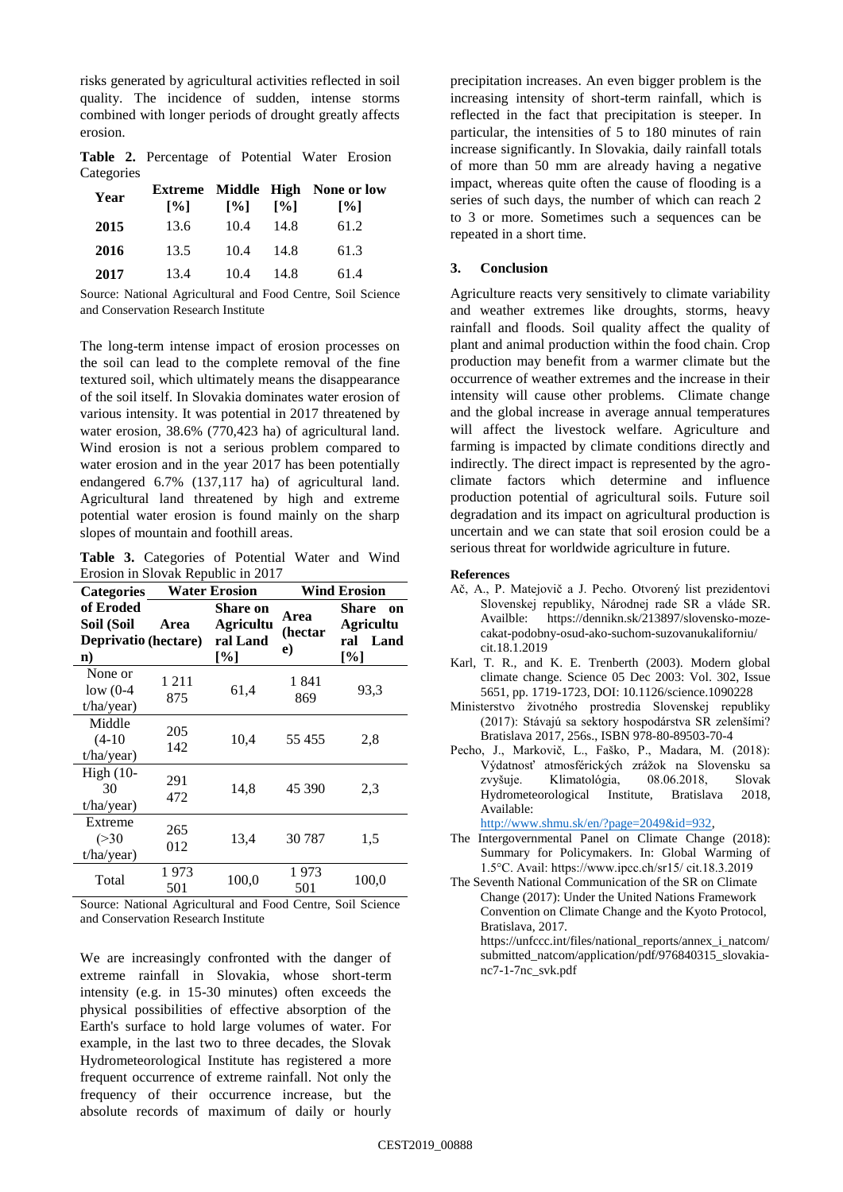risks generated by agricultural activities reflected in soil quality. The incidence of sudden, intense storms combined with longer periods of drought greatly affects erosion.

**Table 2.** Percentage of Potential Water Erosion Categories

| Year | Extreme [%] | Middle [%] | High [%] | None or low [%] |
|---|---|---|---|---|
| **2015** | 13.6 | 10.4 | 14.8 | 61.2 |
| **2016** | 13.5 | 10.4 | 14.8 | 61.3 |
| **2017** | 13.4 | 10.4 | 14.8 | 61.4 |

Source: National Agricultural and Food Centre, Soil Science and Conservation Research Institute

The long-term intense impact of erosion processes on the soil can lead to the complete removal of the fine textured soil, which ultimately means the disappearance of the soil itself. In Slovakia dominates water erosion of various intensity. It was potential in 2017 threatened by water erosion, 38.6% (770,423 ha) of agricultural land. Wind erosion is not a serious problem compared to water erosion and in the year 2017 has been potentially endangered 6.7% (137,117 ha) of agricultural land. Agricultural land threatened by high and extreme potential water erosion is found mainly on the sharp slopes of mountain and foothill areas.

**Table 3.** Categories of Potential Water and Wind Erosion in Slovak Republic in 2017

| Categories of Eroded Soil (Soil Deprivation) | Water Erosion | | Wind Erosion | |
|---|---|---|---|---|
| | Area (hectare) | Share on Agricultural Land [%] | Area (hectare) | Share on Agricultural Land [%] |
| None or low (0-4 t/ha/year) | 1 211 875 | 61,4 | 1 841 869 | 93,3 |
| Middle (4-10 t/ha/year) | 205 142 | 10,4 | 55 455 | 2,8 |
| High (10-30 t/ha/year) | 291 472 | 14,8 | 45 390 | 2,3 |
| Extreme (>30 t/ha/year) | 265 012 | 13,4 | 30 787 | 1,5 |
| Total | 1 973 501 | 100,0 | 1 973 501 | 100,0 |

Source: National Agricultural and Food Centre, Soil Science and Conservation Research Institute

We are increasingly confronted with the danger of extreme rainfall in Slovakia, whose short-term intensity (e.g. in 15-30 minutes) often exceeds the physical possibilities of effective absorption of the Earth's surface to hold large volumes of water. For example, in the last two to three decades, the Slovak Hydrometeorological Institute has registered a more frequent occurrence of extreme rainfall. Not only the frequency of their occurrence increase, but the absolute records of maximum of daily or hourly precipitation increases. An even bigger problem is the increasing intensity of short-term rainfall, which is reflected in the fact that precipitation is steeper. In particular, the intensities of 5 to 180 minutes of rain increase significantly. In Slovakia, daily rainfall totals of more than 50 mm are already having a negative impact, whereas quite often the cause of flooding is a series of such days, the number of which can reach 2 to 3 or more. Sometimes such a sequences can be repeated in a short time.

## 3. Conclusion

Agriculture reacts very sensitively to climate variability and weather extremes like droughts, storms, heavy rainfall and floods. Soil quality affect the quality of plant and animal production within the food chain. Crop production may benefit from a warmer climate but the occurrence of weather extremes and the increase in their intensity will cause other problems. Climate change and the global increase in average annual temperatures will affect the livestock welfare. Agriculture and farming is impacted by climate conditions directly and indirectly. The direct impact is represented by the agro-climate factors which determine and influence production potential of agricultural soils. Future soil degradation and its impact on agricultural production is uncertain and we can state that soil erosion could be a serious threat for worldwide agriculture in future.

### References

Ač, A., P. Matejovič a J. Pecho. Otvorený list prezidentovi Slovenskej republiky, Národnej rade SR a vláde SR. Availble: https://dennikn.sk/213897/slovensko-moze-cakat-podobny-osud-ako-suchom-suzovanukaliforniu/ cit.18.1.2019

Karl, T. R., and K. E. Trenberth (2003). Modern global climate change. Science 05 Dec 2003: Vol. 302, Issue 5651, pp. 1719-1723, DOI: 10.1126/science.1090228

Ministerstvo životného prostredia Slovenskej republiky (2017): Stávajú sa sektory hospodárstva SR zelenšími? Bratislava 2017, 256s., ISBN 978-80-89503-70-4

Pecho, J., Markovič, L., Faško, P., Madara, M. (2018): Výdatnosť atmosférických zrážok na Slovensku sa zvyšuje. Klimatológia, 08.06.2018, Slovak Hydrometeorological Institute, Bratislava 2018, Available: http://www.shmu.sk/en/?page=2049&id=932,

The Intergovernmental Panel on Climate Change (2018): Summary for Policymakers. In: Global Warming of 1.5°C. Avail: https://www.ipcc.ch/sr15/ cit.18.3.2019

The Seventh National Communication of the SR on Climate Change (2017): Under the United Nations Framework Convention on Climate Change and the Kyoto Protocol, Bratislava, 2017. https://unfccc.int/files/national_reports/annex_i_natcom/submitted_natcom/application/pdf/976840315_slovakia-nc7-1-7nc_svk.pdf